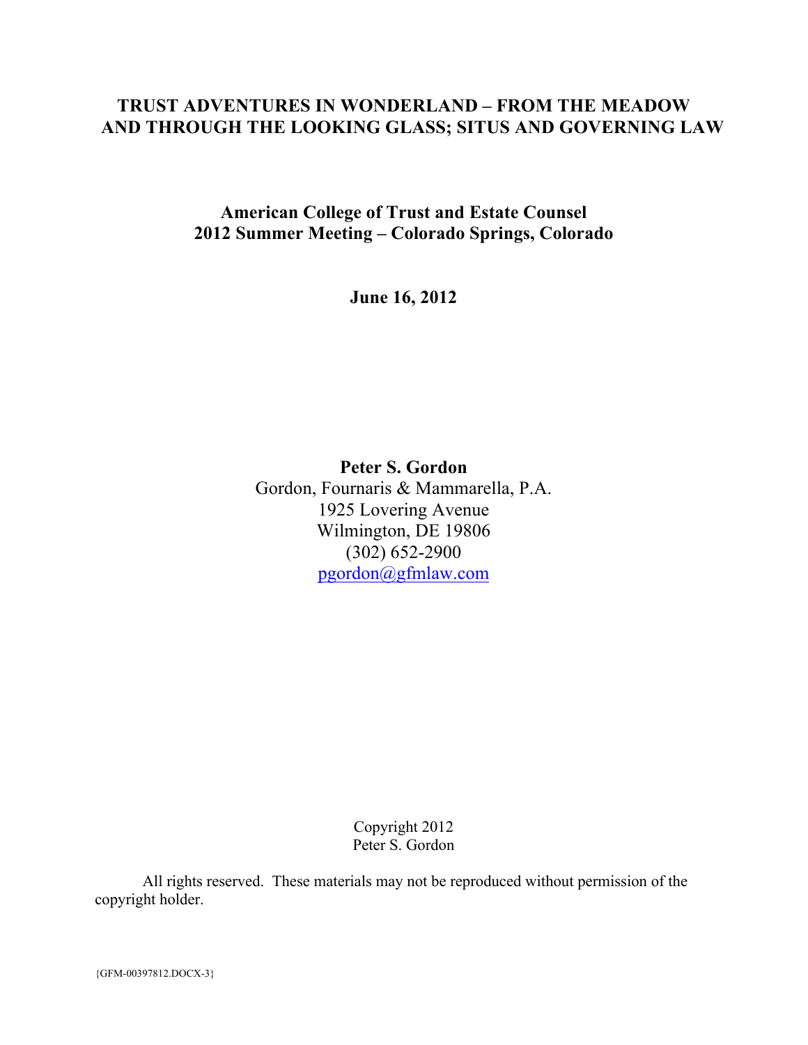# TRUST ADVENTURES IN WONDERLAND – FROM THE MEADOW AND THROUGH THE LOOKING GLASS; SITUS AND GOVERNING LAW

**American College of Trust and Estate Counsel**
**2012 Summer Meeting – Colorado Springs, Colorado**

**June 16, 2012**

**Peter S. Gordon**
Gordon, Fournaris & Mammarella, P.A.
1925 Lovering Avenue
Wilmington, DE 19806
(302) 652-2900
pgordon@gfmlaw.com

Copyright 2012
Peter S. Gordon

All rights reserved. These materials may not be reproduced without permission of the copyright holder.

{GFM-00397812.DOCX-3}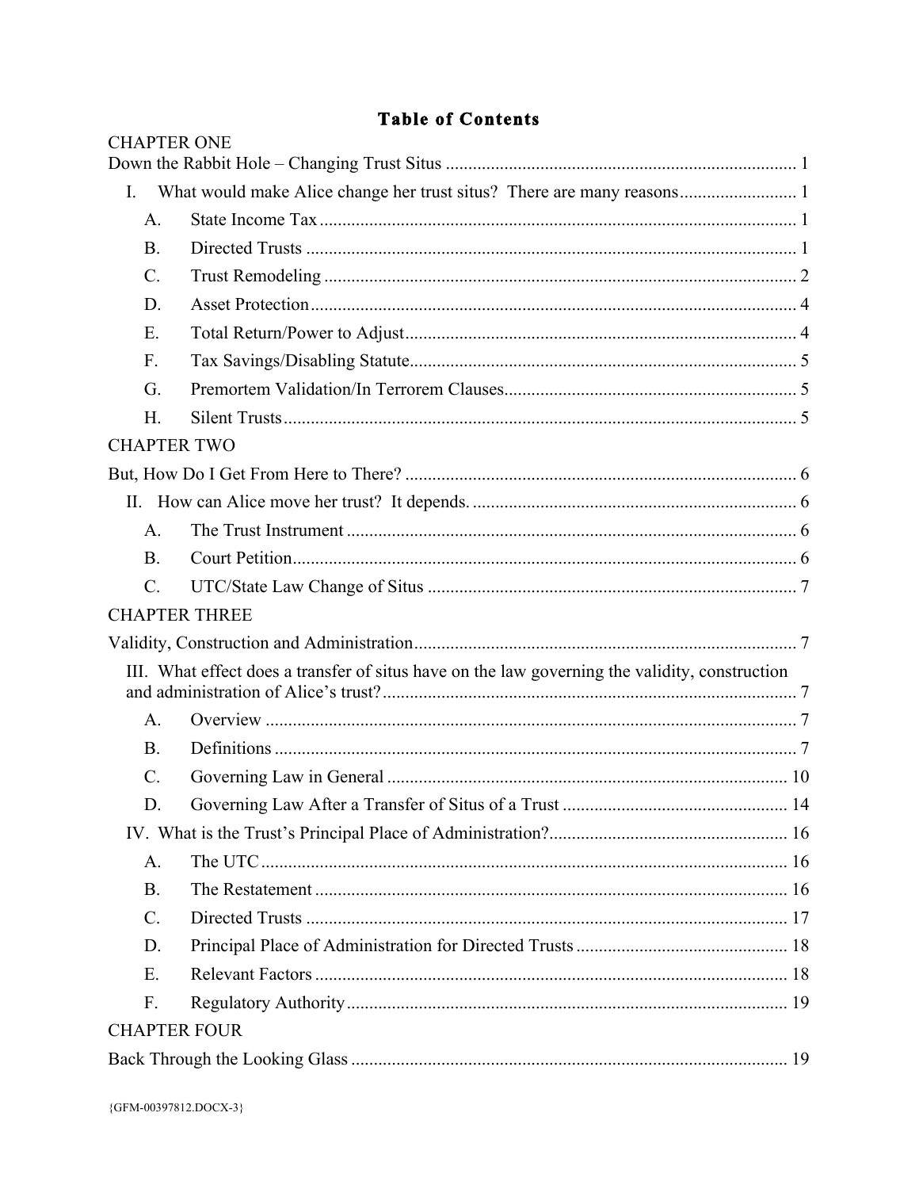# Table of Contents

CHAPTER ONE

Down the Rabbit Hole – Changing Trust Situs ..... 1

- I. What would make Alice change her trust situs? There are many reasons ..... 1
  - A. State Income Tax ..... 1
  - B. Directed Trusts ..... 1
  - C. Trust Remodeling ..... 2
  - D. Asset Protection ..... 4
  - E. Total Return/Power to Adjust ..... 4
  - F. Tax Savings/Disabling Statute ..... 5
  - G. Premortem Validation/In Terrorem Clauses ..... 5
  - H. Silent Trusts ..... 5

CHAPTER TWO

But, How Do I Get From Here to There? ..... 6

- II. How can Alice move her trust? It depends. ..... 6
  - A. The Trust Instrument ..... 6
  - B. Court Petition ..... 6
  - C. UTC/State Law Change of Situs ..... 7

CHAPTER THREE

Validity, Construction and Administration ..... 7

- III. What effect does a transfer of situs have on the law governing the validity, construction and administration of Alice's trust? ..... 7
  - A. Overview ..... 7
  - B. Definitions ..... 7
  - C. Governing Law in General ..... 10
  - D. Governing Law After a Transfer of Situs of a Trust ..... 14
- IV. What is the Trust's Principal Place of Administration? ..... 16
  - A. The UTC ..... 16
  - B. The Restatement ..... 16
  - C. Directed Trusts ..... 17
  - D. Principal Place of Administration for Directed Trusts ..... 18
  - E. Relevant Factors ..... 18
  - F. Regulatory Authority ..... 19

CHAPTER FOUR

Back Through the Looking Glass ..... 19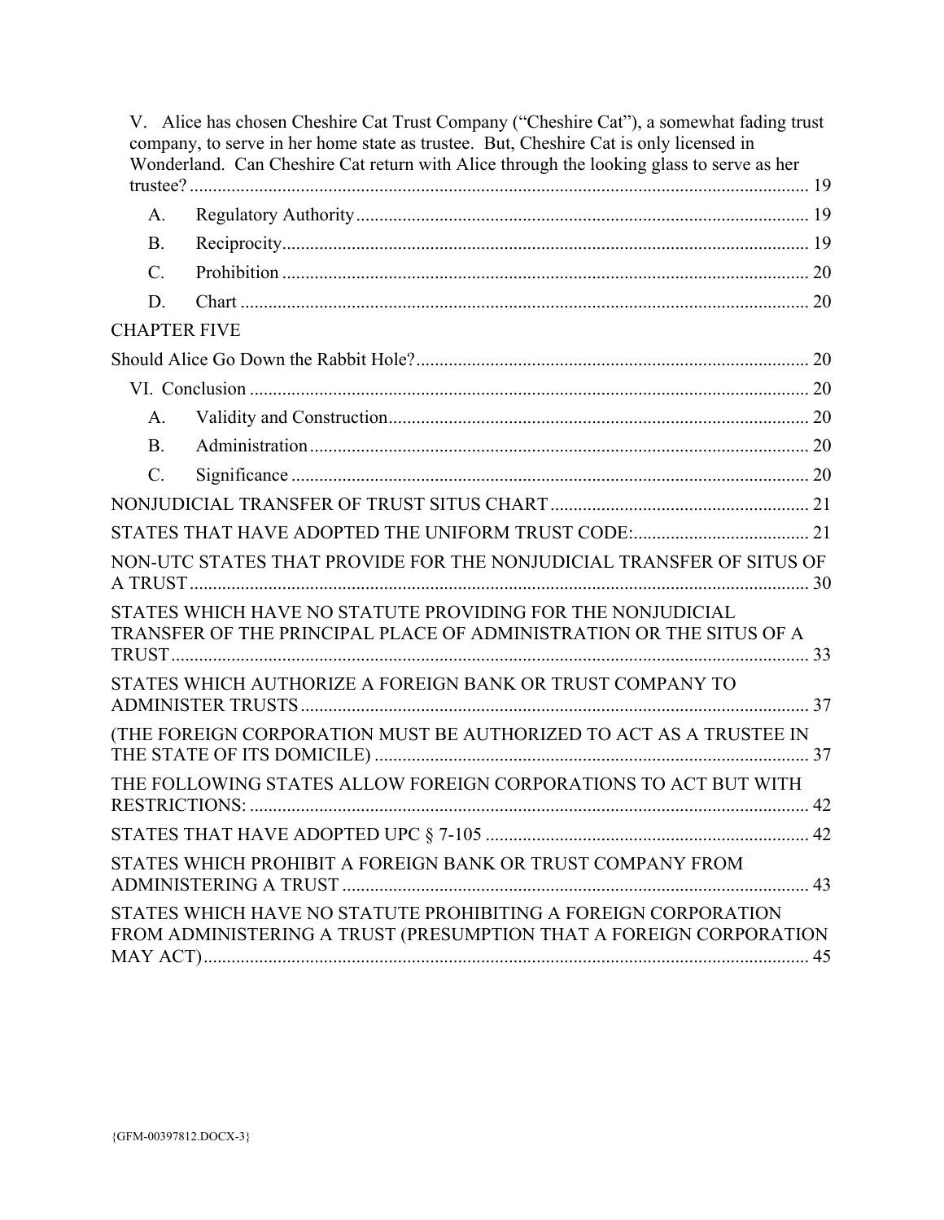V. Alice has chosen Cheshire Cat Trust Company ("Cheshire Cat"), a somewhat fading trust company, to serve in her home state as trustee. But, Cheshire Cat is only licensed in Wonderland. Can Cheshire Cat return with Alice through the looking glass to serve as her trustee? ........ 19

- A. Regulatory Authority ........ 19
- B. Reciprocity ........ 19
- C. Prohibition ........ 20
- D. Chart ........ 20

CHAPTER FIVE

Should Alice Go Down the Rabbit Hole? ........ 20

VI. Conclusion ........ 20

- A. Validity and Construction ........ 20
- B. Administration ........ 20
- C. Significance ........ 20

NONJUDICIAL TRANSFER OF TRUST SITUS CHART ........ 21

STATES THAT HAVE ADOPTED THE UNIFORM TRUST CODE: ........ 21

NON-UTC STATES THAT PROVIDE FOR THE NONJUDICIAL TRANSFER OF SITUS OF A TRUST ........ 30

STATES WHICH HAVE NO STATUTE PROVIDING FOR THE NONJUDICIAL TRANSFER OF THE PRINCIPAL PLACE OF ADMINISTRATION OR THE SITUS OF A TRUST ........ 33

STATES WHICH AUTHORIZE A FOREIGN BANK OR TRUST COMPANY TO ADMINISTER TRUSTS ........ 37

(THE FOREIGN CORPORATION MUST BE AUTHORIZED TO ACT AS A TRUSTEE IN THE STATE OF ITS DOMICILE) ........ 37

THE FOLLOWING STATES ALLOW FOREIGN CORPORATIONS TO ACT BUT WITH RESTRICTIONS: ........ 42

STATES THAT HAVE ADOPTED UPC § 7-105 ........ 42

STATES WHICH PROHIBIT A FOREIGN BANK OR TRUST COMPANY FROM ADMINISTERING A TRUST ........ 43

STATES WHICH HAVE NO STATUTE PROHIBITING A FOREIGN CORPORATION FROM ADMINISTERING A TRUST (PRESUMPTION THAT A FOREIGN CORPORATION MAY ACT) ........ 45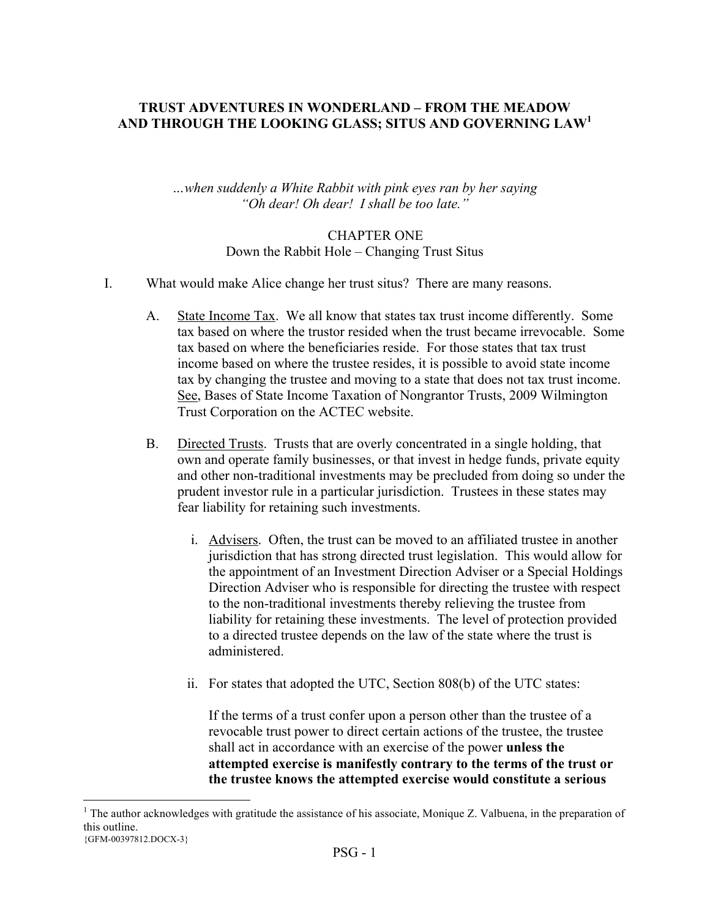**TRUST ADVENTURES IN WONDERLAND – FROM THE MEADOW AND THROUGH THE LOOKING GLASS; SITUS AND GOVERNING LAW**[1]

*...when suddenly a White Rabbit with pink eyes ran by her saying "Oh dear! Oh dear! I shall be too late."*

CHAPTER ONE
Down the Rabbit Hole – Changing Trust Situs

I. What would make Alice change her trust situs? There are many reasons.

A. State Income Tax. We all know that states tax trust income differently. Some tax based on where the trustor resided when the trust became irrevocable. Some tax based on where the beneficiaries reside. For those states that tax trust income based on where the trustee resides, it is possible to avoid state income tax by changing the trustee and moving to a state that does not tax trust income. See, Bases of State Income Taxation of Nongrantor Trusts, 2009 Wilmington Trust Corporation on the ACTEC website.

B. Directed Trusts. Trusts that are overly concentrated in a single holding, that own and operate family businesses, or that invest in hedge funds, private equity and other non-traditional investments may be precluded from doing so under the prudent investor rule in a particular jurisdiction. Trustees in these states may fear liability for retaining such investments.

i. Advisers. Often, the trust can be moved to an affiliated trustee in another jurisdiction that has strong directed trust legislation. This would allow for the appointment of an Investment Direction Adviser or a Special Holdings Direction Adviser who is responsible for directing the trustee with respect to the non-traditional investments thereby relieving the trustee from liability for retaining these investments. The level of protection provided to a directed trustee depends on the law of the state where the trust is administered.

ii. For states that adopted the UTC, Section 808(b) of the UTC states:

If the terms of a trust confer upon a person other than the trustee of a revocable trust power to direct certain actions of the trustee, the trustee shall act in accordance with an exercise of the power **unless the attempted exercise is manifestly contrary to the terms of the trust or the trustee knows the attempted exercise would constitute a serious**

[1] The author acknowledges with gratitude the assistance of his associate, Monique Z. Valbuena, in the preparation of this outline.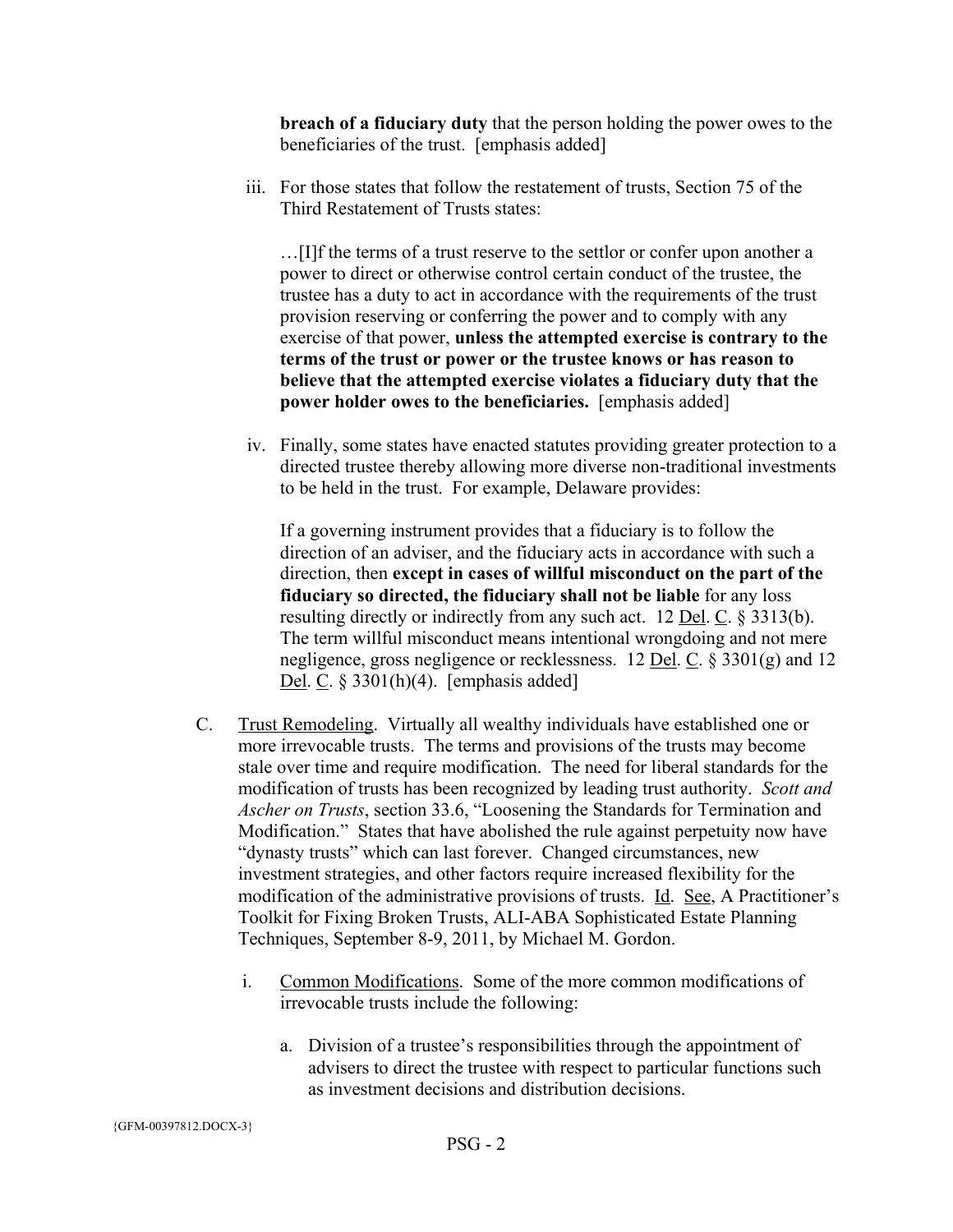**breach of a fiduciary duty** that the person holding the power owes to the beneficiaries of the trust. [emphasis added]

iii. For those states that follow the restatement of trusts, Section 75 of the Third Restatement of Trusts states:

> …[I]f the terms of a trust reserve to the settlor or confer upon another a power to direct or otherwise control certain conduct of the trustee, the trustee has a duty to act in accordance with the requirements of the trust provision reserving or conferring the power and to comply with any exercise of that power, **unless the attempted exercise is contrary to the terms of the trust or power or the trustee knows or has reason to believe that the attempted exercise violates a fiduciary duty that the power holder owes to the beneficiaries.** [emphasis added]

iv. Finally, some states have enacted statutes providing greater protection to a directed trustee thereby allowing more diverse non-traditional investments to be held in the trust. For example, Delaware provides:

> If a governing instrument provides that a fiduciary is to follow the direction of an adviser, and the fiduciary acts in accordance with such a direction, then **except in cases of willful misconduct on the part of the fiduciary so directed, the fiduciary shall not be liable** for any loss resulting directly or indirectly from any such act. 12 Del. C. § 3313(b). The term willful misconduct means intentional wrongdoing and not mere negligence, gross negligence or recklessness. 12 Del. C. § 3301(g) and 12 Del. C. § 3301(h)(4). [emphasis added]

C. Trust Remodeling. Virtually all wealthy individuals have established one or more irrevocable trusts. The terms and provisions of the trusts may become stale over time and require modification. The need for liberal standards for the modification of trusts has been recognized by leading trust authority. *Scott and Ascher on Trusts*, section 33.6, "Loosening the Standards for Termination and Modification." States that have abolished the rule against perpetuity now have "dynasty trusts" which can last forever. Changed circumstances, new investment strategies, and other factors require increased flexibility for the modification of the administrative provisions of trusts. Id. See, A Practitioner's Toolkit for Fixing Broken Trusts, ALI-ABA Sophisticated Estate Planning Techniques, September 8-9, 2011, by Michael M. Gordon.

i. Common Modifications. Some of the more common modifications of irrevocable trusts include the following:

a. Division of a trustee's responsibilities through the appointment of advisers to direct the trustee with respect to particular functions such as investment decisions and distribution decisions.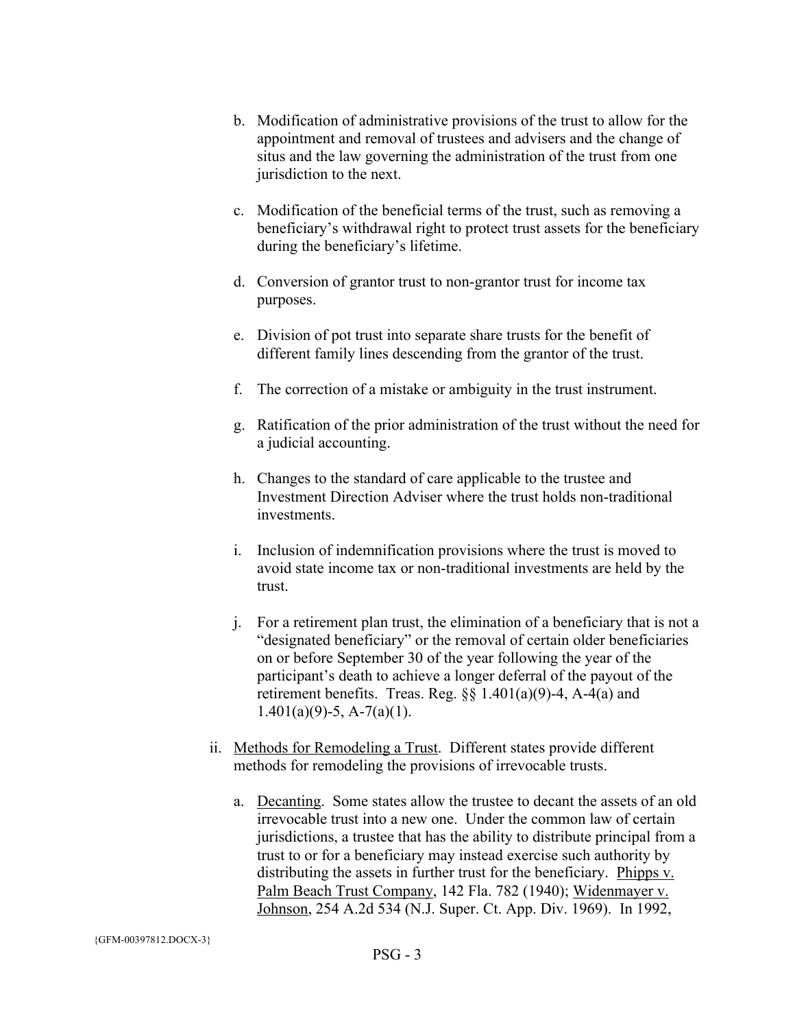b. Modification of administrative provisions of the trust to allow for the appointment and removal of trustees and advisers and the change of situs and the law governing the administration of the trust from one jurisdiction to the next.

c. Modification of the beneficial terms of the trust, such as removing a beneficiary's withdrawal right to protect trust assets for the beneficiary during the beneficiary's lifetime.

d. Conversion of grantor trust to non-grantor trust for income tax purposes.

e. Division of pot trust into separate share trusts for the benefit of different family lines descending from the grantor of the trust.

f. The correction of a mistake or ambiguity in the trust instrument.

g. Ratification of the prior administration of the trust without the need for a judicial accounting.

h. Changes to the standard of care applicable to the trustee and Investment Direction Adviser where the trust holds non-traditional investments.

i. Inclusion of indemnification provisions where the trust is moved to avoid state income tax or non-traditional investments are held by the trust.

j. For a retirement plan trust, the elimination of a beneficiary that is not a "designated beneficiary" or the removal of certain older beneficiaries on or before September 30 of the year following the year of the participant's death to achieve a longer deferral of the payout of the retirement benefits. Treas. Reg. §§ 1.401(a)(9)-4, A-4(a) and 1.401(a)(9)-5, A-7(a)(1).

ii. <u>Methods for Remodeling a Trust</u>. Different states provide different methods for remodeling the provisions of irrevocable trusts.

a. <u>Decanting</u>. Some states allow the trustee to decant the assets of an old irrevocable trust into a new one. Under the common law of certain jurisdictions, a trustee that has the ability to distribute principal from a trust to or for a beneficiary may instead exercise such authority by distributing the assets in further trust for the beneficiary. <u>Phipps v. Palm Beach Trust Company</u>, 142 Fla. 782 (1940); <u>Widenmayer v. Johnson</u>, 254 A.2d 534 (N.J. Super. Ct. App. Div. 1969). In 1992,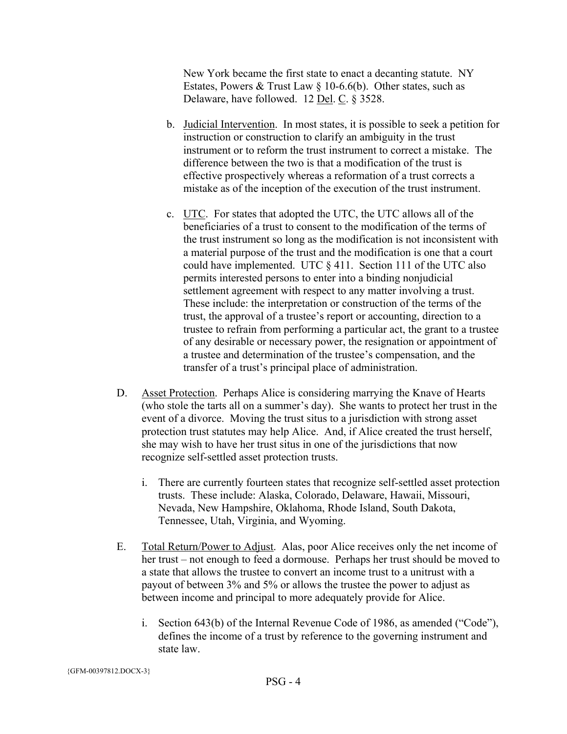New York became the first state to enact a decanting statute. NY Estates, Powers & Trust Law § 10-6.6(b). Other states, such as Delaware, have followed. 12 Del. C. § 3528.

b. Judicial Intervention. In most states, it is possible to seek a petition for instruction or construction to clarify an ambiguity in the trust instrument or to reform the trust instrument to correct a mistake. The difference between the two is that a modification of the trust is effective prospectively whereas a reformation of a trust corrects a mistake as of the inception of the execution of the trust instrument.

c. UTC. For states that adopted the UTC, the UTC allows all of the beneficiaries of a trust to consent to the modification of the terms of the trust instrument so long as the modification is not inconsistent with a material purpose of the trust and the modification is one that a court could have implemented. UTC § 411. Section 111 of the UTC also permits interested persons to enter into a binding nonjudicial settlement agreement with respect to any matter involving a trust. These include: the interpretation or construction of the terms of the trust, the approval of a trustee's report or accounting, direction to a trustee to refrain from performing a particular act, the grant to a trustee of any desirable or necessary power, the resignation or appointment of a trustee and determination of the trustee's compensation, and the transfer of a trust's principal place of administration.

D. Asset Protection. Perhaps Alice is considering marrying the Knave of Hearts (who stole the tarts all on a summer's day). She wants to protect her trust in the event of a divorce. Moving the trust situs to a jurisdiction with strong asset protection trust statutes may help Alice. And, if Alice created the trust herself, she may wish to have her trust situs in one of the jurisdictions that now recognize self-settled asset protection trusts.

i. There are currently fourteen states that recognize self-settled asset protection trusts. These include: Alaska, Colorado, Delaware, Hawaii, Missouri, Nevada, New Hampshire, Oklahoma, Rhode Island, South Dakota, Tennessee, Utah, Virginia, and Wyoming.

E. Total Return/Power to Adjust. Alas, poor Alice receives only the net income of her trust – not enough to feed a dormouse. Perhaps her trust should be moved to a state that allows the trustee to convert an income trust to a unitrust with a payout of between 3% and 5% or allows the trustee the power to adjust as between income and principal to more adequately provide for Alice.

i. Section 643(b) of the Internal Revenue Code of 1986, as amended ("Code"), defines the income of a trust by reference to the governing instrument and state law.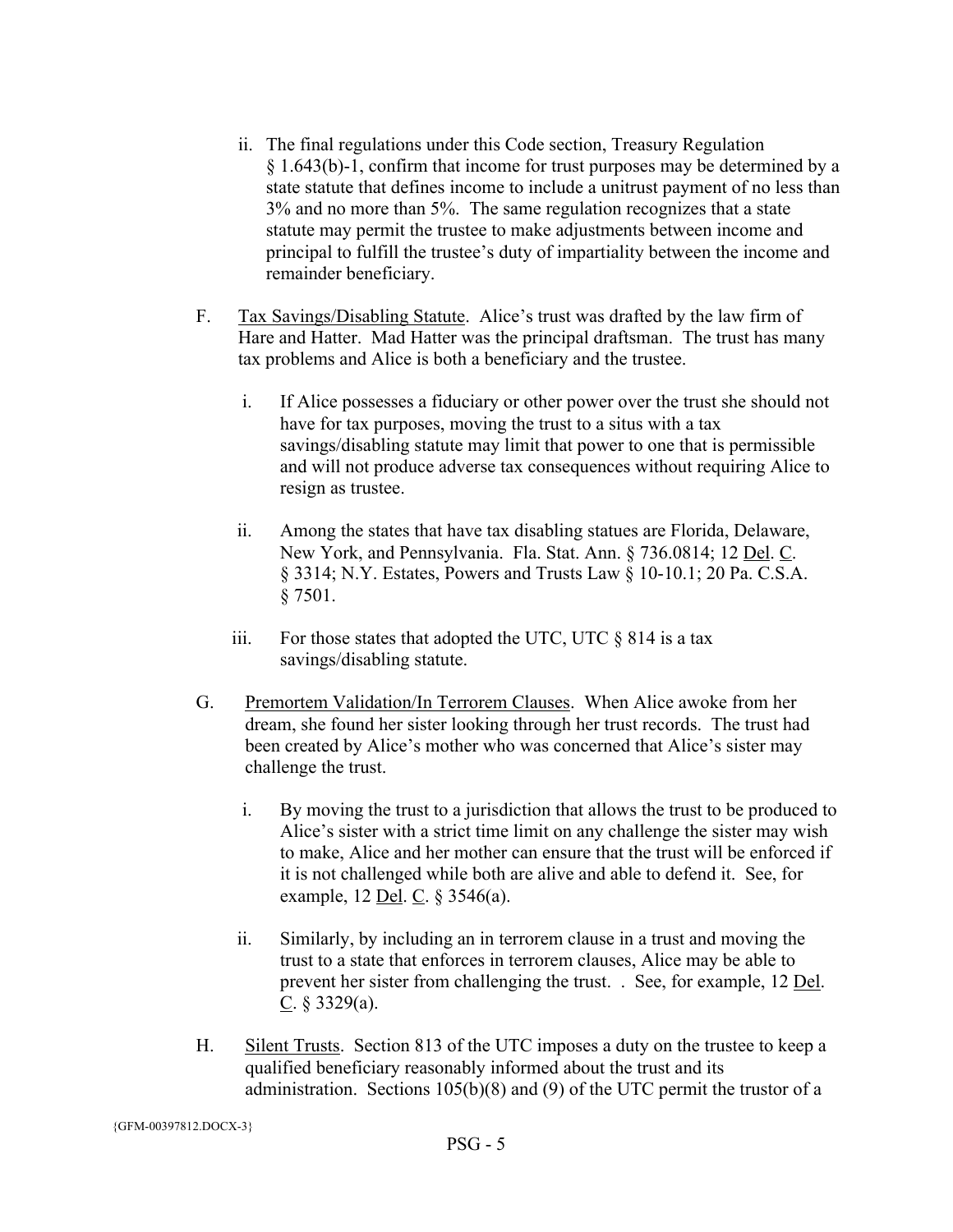ii. The final regulations under this Code section, Treasury Regulation § 1.643(b)-1, confirm that income for trust purposes may be determined by a state statute that defines income to include a unitrust payment of no less than 3% and no more than 5%. The same regulation recognizes that a state statute may permit the trustee to make adjustments between income and principal to fulfill the trustee's duty of impartiality between the income and remainder beneficiary.

F. Tax Savings/Disabling Statute. Alice's trust was drafted by the law firm of Hare and Hatter. Mad Hatter was the principal draftsman. The trust has many tax problems and Alice is both a beneficiary and the trustee.

i. If Alice possesses a fiduciary or other power over the trust she should not have for tax purposes, moving the trust to a situs with a tax savings/disabling statute may limit that power to one that is permissible and will not produce adverse tax consequences without requiring Alice to resign as trustee.

ii. Among the states that have tax disabling statues are Florida, Delaware, New York, and Pennsylvania. Fla. Stat. Ann. § 736.0814; 12 Del. C. § 3314; N.Y. Estates, Powers and Trusts Law § 10-10.1; 20 Pa. C.S.A. § 7501.

iii. For those states that adopted the UTC, UTC § 814 is a tax savings/disabling statute.

G. Premortem Validation/In Terrorem Clauses. When Alice awoke from her dream, she found her sister looking through her trust records. The trust had been created by Alice's mother who was concerned that Alice's sister may challenge the trust.

i. By moving the trust to a jurisdiction that allows the trust to be produced to Alice's sister with a strict time limit on any challenge the sister may wish to make, Alice and her mother can ensure that the trust will be enforced if it is not challenged while both are alive and able to defend it. See, for example, 12 Del. C. § 3546(a).

ii. Similarly, by including an in terrorem clause in a trust and moving the trust to a state that enforces in terrorem clauses, Alice may be able to prevent her sister from challenging the trust. . See, for example, 12 Del. C. § 3329(a).

H. Silent Trusts. Section 813 of the UTC imposes a duty on the trustee to keep a qualified beneficiary reasonably informed about the trust and its administration. Sections 105(b)(8) and (9) of the UTC permit the trustor of a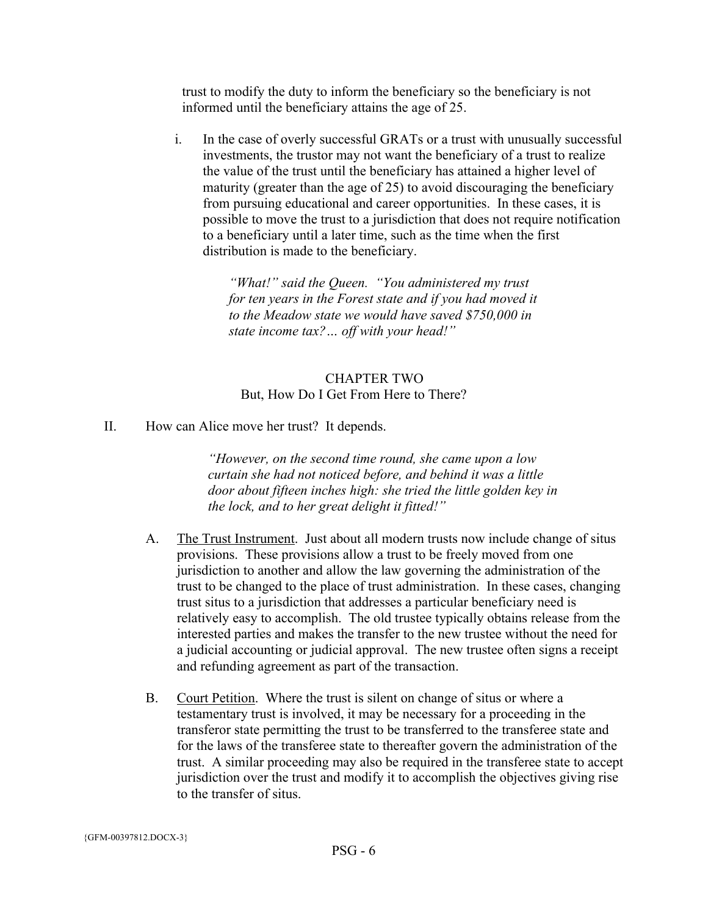trust to modify the duty to inform the beneficiary so the beneficiary is not informed until the beneficiary attains the age of 25.

i. In the case of overly successful GRATs or a trust with unusually successful investments, the trustor may not want the beneficiary of a trust to realize the value of the trust until the beneficiary has attained a higher level of maturity (greater than the age of 25) to avoid discouraging the beneficiary from pursuing educational and career opportunities. In these cases, it is possible to move the trust to a jurisdiction that does not require notification to a beneficiary until a later time, such as the time when the first distribution is made to the beneficiary.

> *"What!" said the Queen. "You administered my trust for ten years in the Forest state and if you had moved it to the Meadow state we would have saved $750,000 in state income tax?… off with your head!"*

## CHAPTER TWO
## But, How Do I Get From Here to There?

II. How can Alice move her trust? It depends.

> *"However, on the second time round, she came upon a low curtain she had not noticed before, and behind it was a little door about fifteen inches high: she tried the little golden key in the lock, and to her great delight it fitted!"*

A. The Trust Instrument. Just about all modern trusts now include change of situs provisions. These provisions allow a trust to be freely moved from one jurisdiction to another and allow the law governing the administration of the trust to be changed to the place of trust administration. In these cases, changing trust situs to a jurisdiction that addresses a particular beneficiary need is relatively easy to accomplish. The old trustee typically obtains release from the interested parties and makes the transfer to the new trustee without the need for a judicial accounting or judicial approval. The new trustee often signs a receipt and refunding agreement as part of the transaction.

B. Court Petition. Where the trust is silent on change of situs or where a testamentary trust is involved, it may be necessary for a proceeding in the transferor state permitting the trust to be transferred to the transferee state and for the laws of the transferee state to thereafter govern the administration of the trust. A similar proceeding may also be required in the transferee state to accept jurisdiction over the trust and modify it to accomplish the objectives giving rise to the transfer of situs.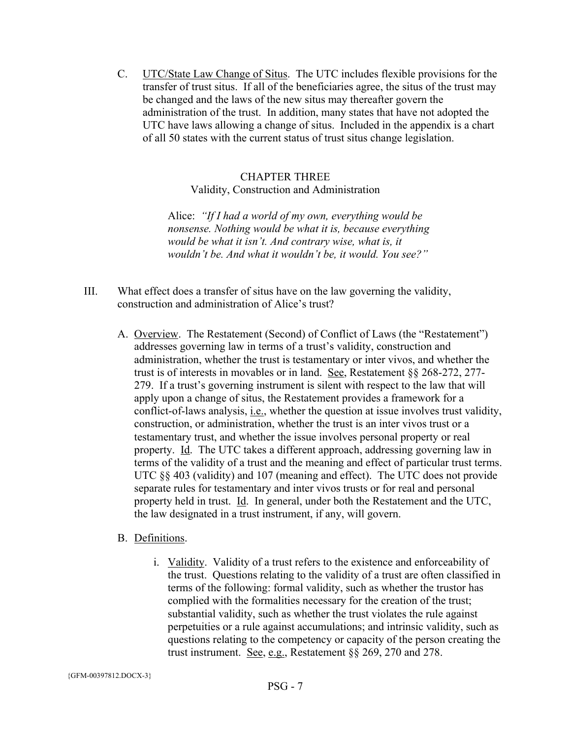C. <u>UTC/State Law Change of Situs</u>. The UTC includes flexible provisions for the transfer of trust situs. If all of the beneficiaries agree, the situs of the trust may be changed and the laws of the new situs may thereafter govern the administration of the trust. In addition, many states that have not adopted the UTC have laws allowing a change of situs. Included in the appendix is a chart of all 50 states with the current status of trust situs change legislation.

## CHAPTER THREE
### Validity, Construction and Administration

> Alice: *"If I had a world of my own, everything would be nonsense. Nothing would be what it is, because everything would be what it isn't. And contrary wise, what is, it wouldn't be. And what it wouldn't be, it would. You see?"*

III. What effect does a transfer of situs have on the law governing the validity, construction and administration of Alice's trust?

A. <u>Overview</u>. The Restatement (Second) of Conflict of Laws (the "Restatement") addresses governing law in terms of a trust's validity, construction and administration, whether the trust is testamentary or inter vivos, and whether the trust is of interests in movables or in land. <u>See</u>, Restatement §§ 268-272, 277-279. If a trust's governing instrument is silent with respect to the law that will apply upon a change of situs, the Restatement provides a framework for a conflict-of-laws analysis, <u>i.e.</u>, whether the question at issue involves trust validity, construction, or administration, whether the trust is an inter vivos trust or a testamentary trust, and whether the issue involves personal property or real property. <u>Id</u>. The UTC takes a different approach, addressing governing law in terms of the validity of a trust and the meaning and effect of particular trust terms. UTC §§ 403 (validity) and 107 (meaning and effect). The UTC does not provide separate rules for testamentary and inter vivos trusts or for real and personal property held in trust. <u>Id</u>. In general, under both the Restatement and the UTC, the law designated in a trust instrument, if any, will govern.

B. <u>Definitions</u>.

i. <u>Validity</u>. Validity of a trust refers to the existence and enforceability of the trust. Questions relating to the validity of a trust are often classified in terms of the following: formal validity, such as whether the trustor has complied with the formalities necessary for the creation of the trust; substantial validity, such as whether the trust violates the rule against perpetuities or a rule against accumulations; and intrinsic validity, such as questions relating to the competency or capacity of the person creating the trust instrument. <u>See</u>, <u>e.g.</u>, Restatement §§ 269, 270 and 278.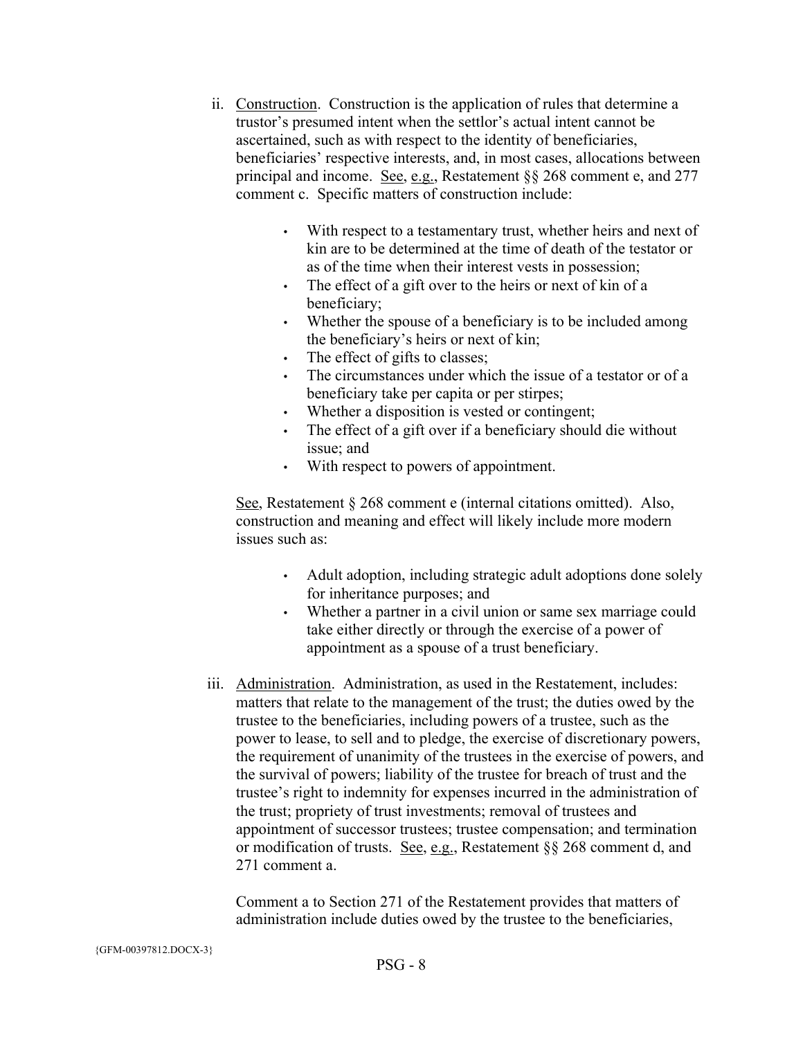ii. Construction. Construction is the application of rules that determine a trustor's presumed intent when the settlor's actual intent cannot be ascertained, such as with respect to the identity of beneficiaries, beneficiaries' respective interests, and, in most cases, allocations between principal and income. See, e.g., Restatement §§ 268 comment e, and 277 comment c. Specific matters of construction include:

- With respect to a testamentary trust, whether heirs and next of kin are to be determined at the time of death of the testator or as of the time when their interest vests in possession;
- The effect of a gift over to the heirs or next of kin of a beneficiary;
- Whether the spouse of a beneficiary is to be included among the beneficiary's heirs or next of kin;
- The effect of gifts to classes;
- The circumstances under which the issue of a testator or of a beneficiary take per capita or per stirpes;
- Whether a disposition is vested or contingent;
- The effect of a gift over if a beneficiary should die without issue; and
- With respect to powers of appointment.

See, Restatement § 268 comment e (internal citations omitted). Also, construction and meaning and effect will likely include more modern issues such as:

- Adult adoption, including strategic adult adoptions done solely for inheritance purposes; and
- Whether a partner in a civil union or same sex marriage could take either directly or through the exercise of a power of appointment as a spouse of a trust beneficiary.

iii. Administration. Administration, as used in the Restatement, includes: matters that relate to the management of the trust; the duties owed by the trustee to the beneficiaries, including powers of a trustee, such as the power to lease, to sell and to pledge, the exercise of discretionary powers, the requirement of unanimity of the trustees in the exercise of powers, and the survival of powers; liability of the trustee for breach of trust and the trustee's right to indemnity for expenses incurred in the administration of the trust; propriety of trust investments; removal of trustees and appointment of successor trustees; trustee compensation; and termination or modification of trusts. See, e.g., Restatement §§ 268 comment d, and 271 comment a.

Comment a to Section 271 of the Restatement provides that matters of administration include duties owed by the trustee to the beneficiaries,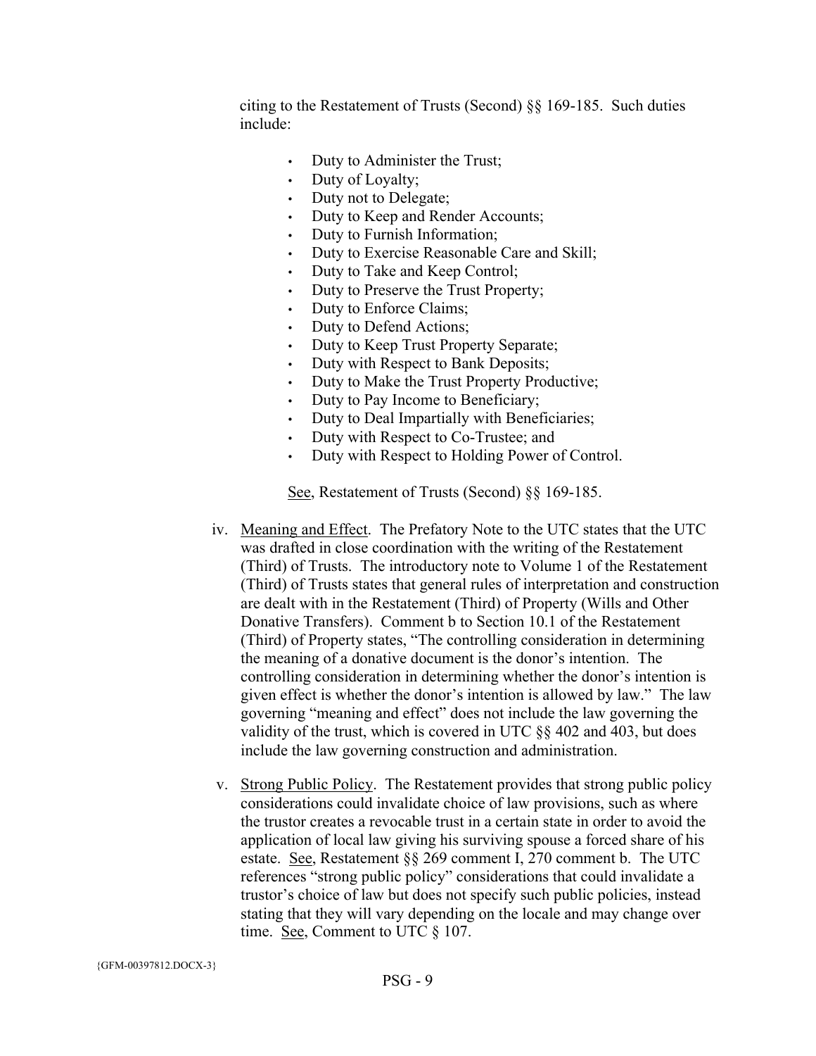citing to the Restatement of Trusts (Second) §§ 169-185. Such duties include:

- Duty to Administer the Trust;
- Duty of Loyalty;
- Duty not to Delegate;
- Duty to Keep and Render Accounts;
- Duty to Furnish Information;
- Duty to Exercise Reasonable Care and Skill;
- Duty to Take and Keep Control;
- Duty to Preserve the Trust Property;
- Duty to Enforce Claims;
- Duty to Defend Actions;
- Duty to Keep Trust Property Separate;
- Duty with Respect to Bank Deposits;
- Duty to Make the Trust Property Productive;
- Duty to Pay Income to Beneficiary;
- Duty to Deal Impartially with Beneficiaries;
- Duty with Respect to Co-Trustee; and
- Duty with Respect to Holding Power of Control.

See, Restatement of Trusts (Second) §§ 169-185.

iv. Meaning and Effect. The Prefatory Note to the UTC states that the UTC was drafted in close coordination with the writing of the Restatement (Third) of Trusts. The introductory note to Volume 1 of the Restatement (Third) of Trusts states that general rules of interpretation and construction are dealt with in the Restatement (Third) of Property (Wills and Other Donative Transfers). Comment b to Section 10.1 of the Restatement (Third) of Property states, "The controlling consideration in determining the meaning of a donative document is the donor's intention. The controlling consideration in determining whether the donor's intention is given effect is whether the donor's intention is allowed by law." The law governing "meaning and effect" does not include the law governing the validity of the trust, which is covered in UTC §§ 402 and 403, but does include the law governing construction and administration.

v. Strong Public Policy. The Restatement provides that strong public policy considerations could invalidate choice of law provisions, such as where the trustor creates a revocable trust in a certain state in order to avoid the application of local law giving his surviving spouse a forced share of his estate. See, Restatement §§ 269 comment I, 270 comment b. The UTC references "strong public policy" considerations that could invalidate a trustor's choice of law but does not specify such public policies, instead stating that they will vary depending on the locale and may change over time. See, Comment to UTC § 107.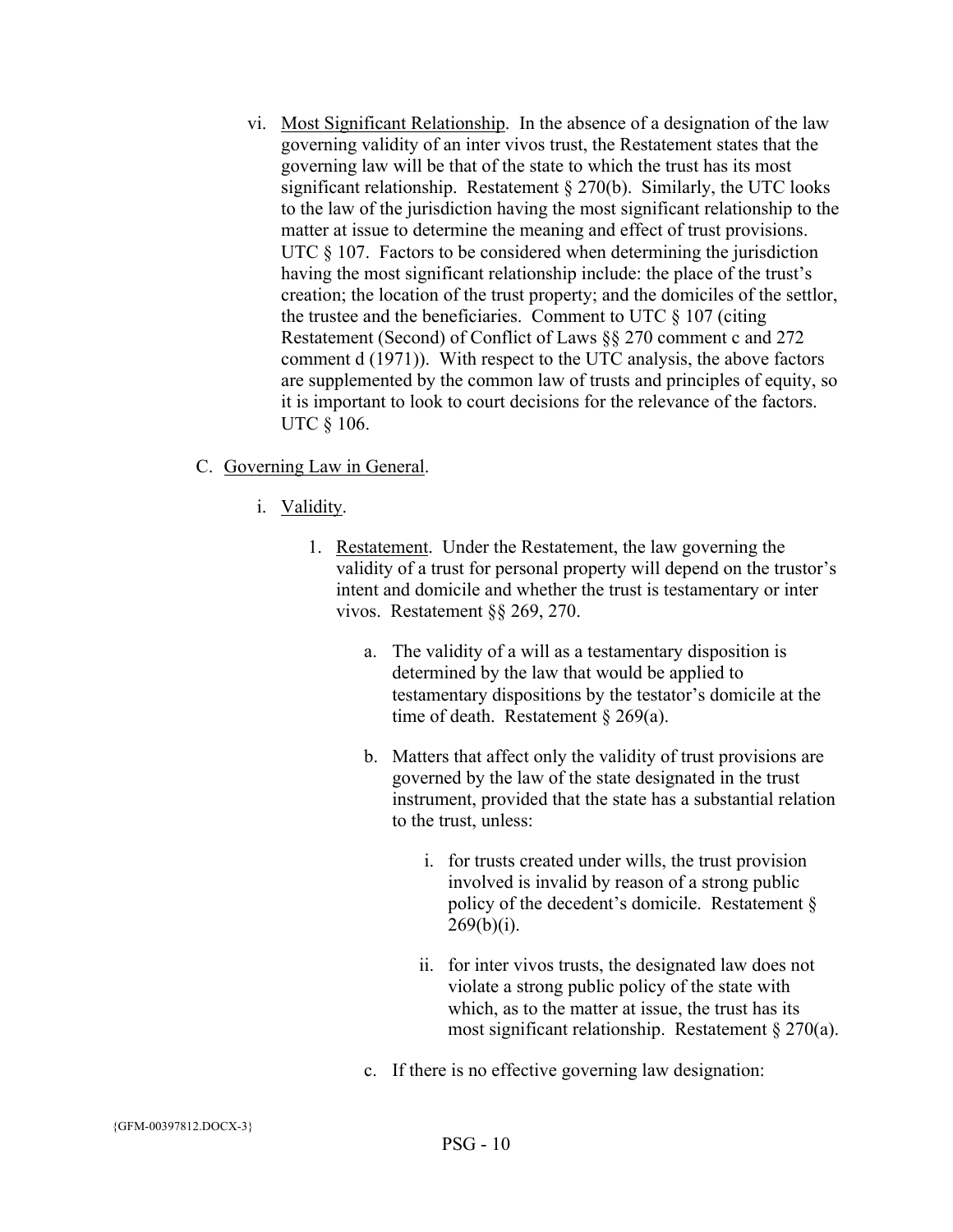vi. <u>Most Significant Relationship</u>. In the absence of a designation of the law governing validity of an inter vivos trust, the Restatement states that the governing law will be that of the state to which the trust has its most significant relationship. Restatement § 270(b). Similarly, the UTC looks to the law of the jurisdiction having the most significant relationship to the matter at issue to determine the meaning and effect of trust provisions. UTC § 107. Factors to be considered when determining the jurisdiction having the most significant relationship include: the place of the trust's creation; the location of the trust property; and the domiciles of the settlor, the trustee and the beneficiaries. Comment to UTC § 107 (citing Restatement (Second) of Conflict of Laws §§ 270 comment c and 272 comment d (1971)). With respect to the UTC analysis, the above factors are supplemented by the common law of trusts and principles of equity, so it is important to look to court decisions for the relevance of the factors. UTC § 106.

C. <u>Governing Law in General</u>.

i. <u>Validity</u>.

1. <u>Restatement</u>. Under the Restatement, the law governing the validity of a trust for personal property will depend on the trustor's intent and domicile and whether the trust is testamentary or inter vivos. Restatement §§ 269, 270.

a. The validity of a will as a testamentary disposition is determined by the law that would be applied to testamentary dispositions by the testator's domicile at the time of death. Restatement § 269(a).

b. Matters that affect only the validity of trust provisions are governed by the law of the state designated in the trust instrument, provided that the state has a substantial relation to the trust, unless:

i. for trusts created under wills, the trust provision involved is invalid by reason of a strong public policy of the decedent's domicile. Restatement § 269(b)(i).

ii. for inter vivos trusts, the designated law does not violate a strong public policy of the state with which, as to the matter at issue, the trust has its most significant relationship. Restatement § 270(a).

c. If there is no effective governing law designation: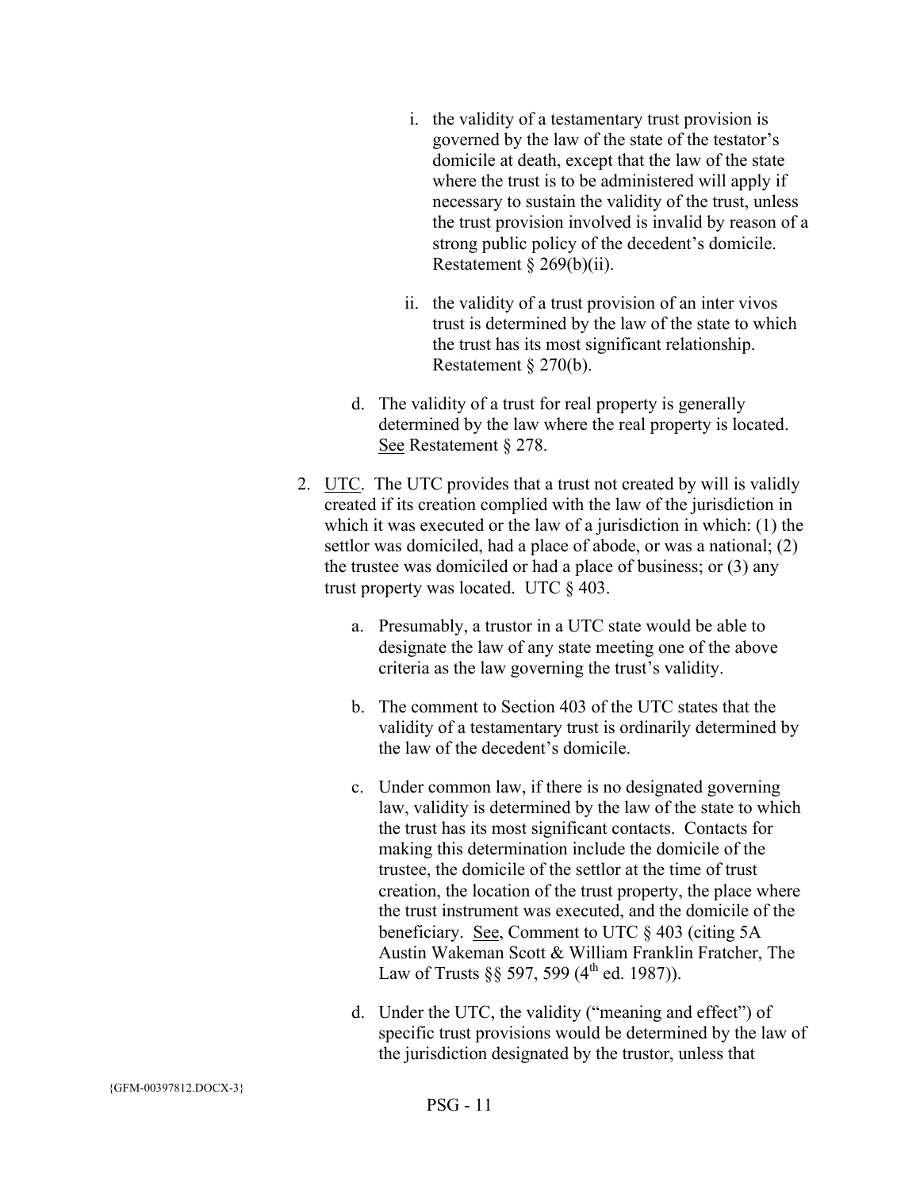i. the validity of a testamentary trust provision is governed by the law of the state of the testator's domicile at death, except that the law of the state where the trust is to be administered will apply if necessary to sustain the validity of the trust, unless the trust provision involved is invalid by reason of a strong public policy of the decedent's domicile. Restatement § 269(b)(ii).

   ii. the validity of a trust provision of an inter vivos trust is determined by the law of the state to which the trust has its most significant relationship. Restatement § 270(b).

   d. The validity of a trust for real property is generally determined by the law where the real property is located. See Restatement § 278.

2. UTC. The UTC provides that a trust not created by will is validly created if its creation complied with the law of the jurisdiction in which it was executed or the law of a jurisdiction in which: (1) the settlor was domiciled, had a place of abode, or was a national; (2) the trustee was domiciled or had a place of business; or (3) any trust property was located. UTC § 403.

   a. Presumably, a trustor in a UTC state would be able to designate the law of any state meeting one of the above criteria as the law governing the trust's validity.

   b. The comment to Section 403 of the UTC states that the validity of a testamentary trust is ordinarily determined by the law of the decedent's domicile.

   c. Under common law, if there is no designated governing law, validity is determined by the law of the state to which the trust has its most significant contacts. Contacts for making this determination include the domicile of the trustee, the domicile of the settlor at the time of trust creation, the location of the trust property, the place where the trust instrument was executed, and the domicile of the beneficiary. See, Comment to UTC § 403 (citing 5A Austin Wakeman Scott & William Franklin Fratcher, The Law of Trusts §§ 597, 599 (4th ed. 1987)).

   d. Under the UTC, the validity ("meaning and effect") of specific trust provisions would be determined by the law of the jurisdiction designated by the trustor, unless that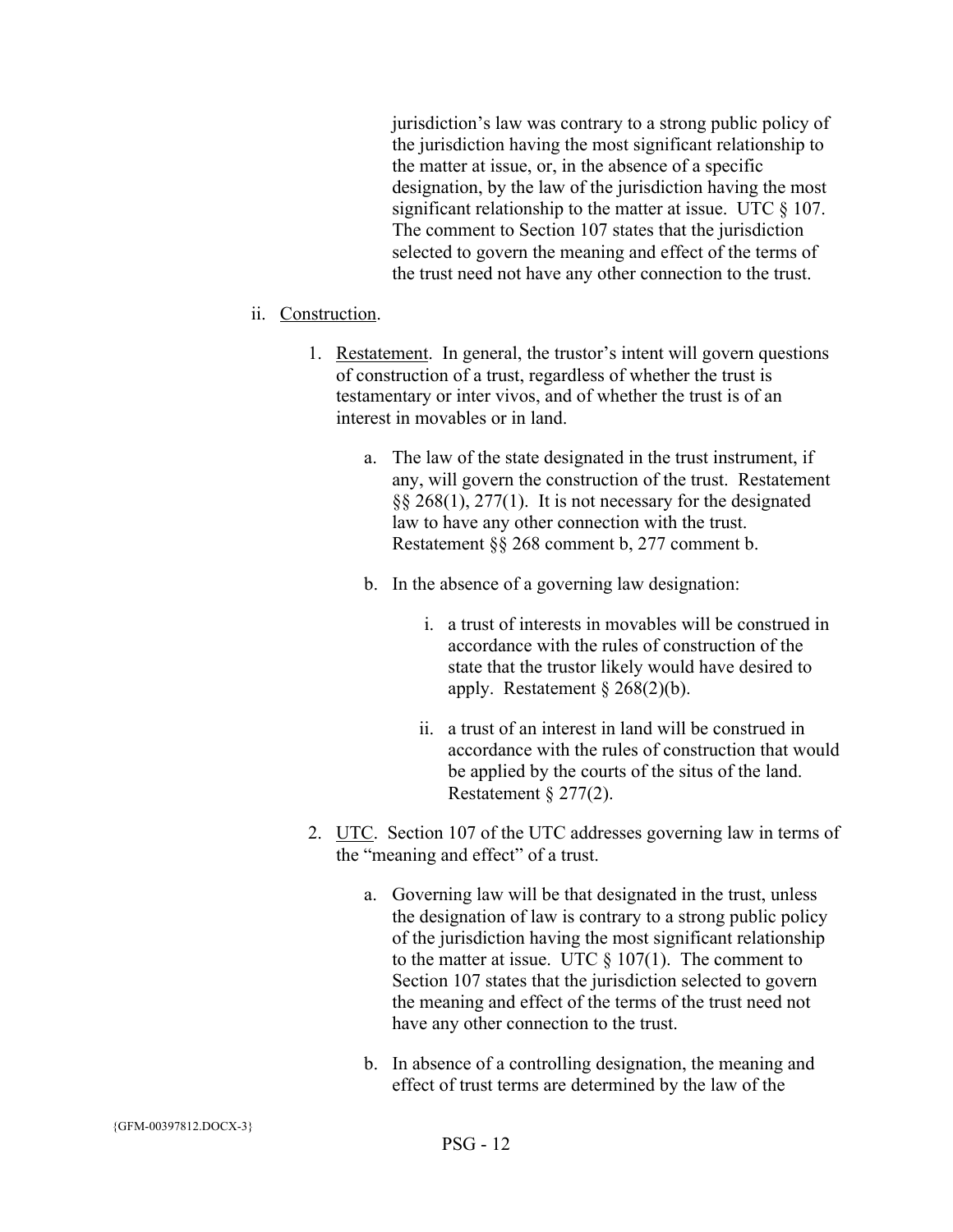jurisdiction's law was contrary to a strong public policy of the jurisdiction having the most significant relationship to the matter at issue, or, in the absence of a specific designation, by the law of the jurisdiction having the most significant relationship to the matter at issue. UTC § 107. The comment to Section 107 states that the jurisdiction selected to govern the meaning and effect of the terms of the trust need not have any other connection to the trust.

ii. Construction.

1. Restatement. In general, the trustor's intent will govern questions of construction of a trust, regardless of whether the trust is testamentary or inter vivos, and of whether the trust is of an interest in movables or in land.

    a. The law of the state designated in the trust instrument, if any, will govern the construction of the trust. Restatement §§ 268(1), 277(1). It is not necessary for the designated law to have any other connection with the trust. Restatement §§ 268 comment b, 277 comment b.

    b. In the absence of a governing law designation:

        i. a trust of interests in movables will be construed in accordance with the rules of construction of the state that the trustor likely would have desired to apply. Restatement § 268(2)(b).

        ii. a trust of an interest in land will be construed in accordance with the rules of construction that would be applied by the courts of the situs of the land. Restatement § 277(2).

2. UTC. Section 107 of the UTC addresses governing law in terms of the "meaning and effect" of a trust.

    a. Governing law will be that designated in the trust, unless the designation of law is contrary to a strong public policy of the jurisdiction having the most significant relationship to the matter at issue. UTC § 107(1). The comment to Section 107 states that the jurisdiction selected to govern the meaning and effect of the terms of the trust need not have any other connection to the trust.

    b. In absence of a controlling designation, the meaning and effect of trust terms are determined by the law of the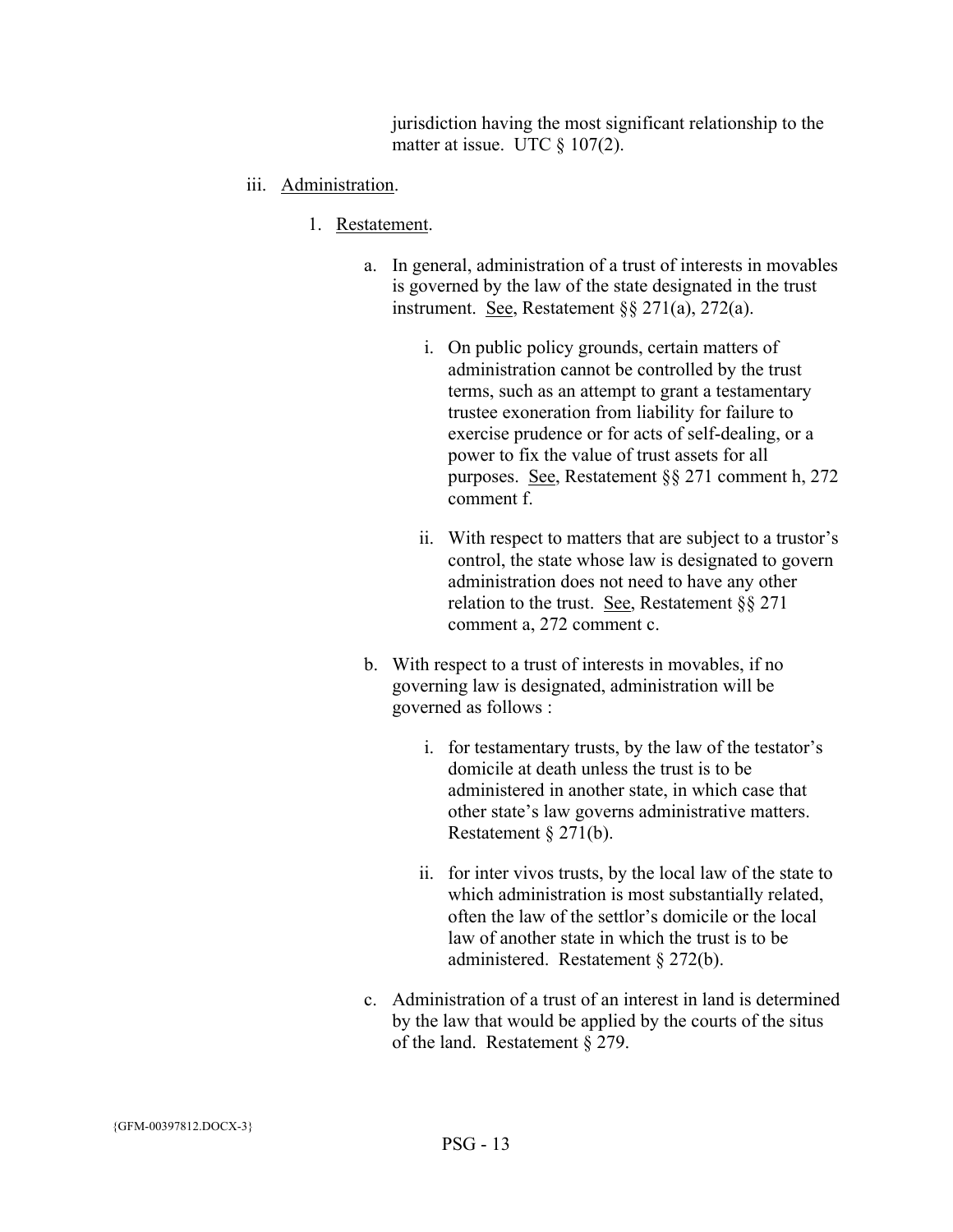jurisdiction having the most significant relationship to the matter at issue. UTC § 107(2).

iii. Administration.

1. Restatement.

   a. In general, administration of a trust of interests in movables is governed by the law of the state designated in the trust instrument. See, Restatement §§ 271(a), 272(a).

      i. On public policy grounds, certain matters of administration cannot be controlled by the trust terms, such as an attempt to grant a testamentary trustee exoneration from liability for failure to exercise prudence or for acts of self-dealing, or a power to fix the value of trust assets for all purposes. See, Restatement §§ 271 comment h, 272 comment f.

      ii. With respect to matters that are subject to a trustor's control, the state whose law is designated to govern administration does not need to have any other relation to the trust. See, Restatement §§ 271 comment a, 272 comment c.

   b. With respect to a trust of interests in movables, if no governing law is designated, administration will be governed as follows :

      i. for testamentary trusts, by the law of the testator's domicile at death unless the trust is to be administered in another state, in which case that other state's law governs administrative matters. Restatement § 271(b).

      ii. for inter vivos trusts, by the local law of the state to which administration is most substantially related, often the law of the settlor's domicile or the local law of another state in which the trust is to be administered. Restatement § 272(b).

   c. Administration of a trust of an interest in land is determined by the law that would be applied by the courts of the situs of the land. Restatement § 279.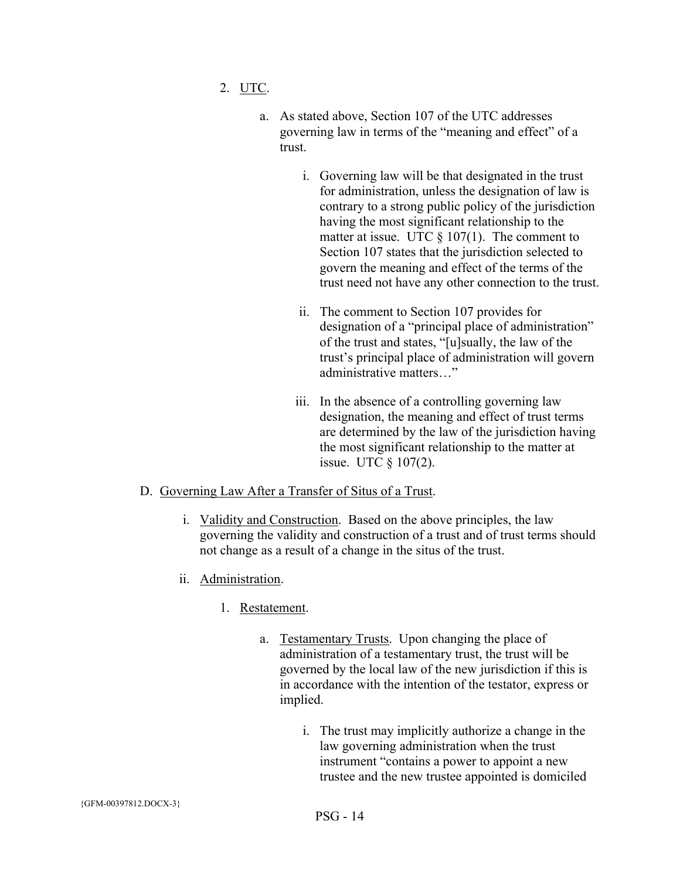2. <u>UTC</u>.

   a. As stated above, Section 107 of the UTC addresses governing law in terms of the "meaning and effect" of a trust.

      i. Governing law will be that designated in the trust for administration, unless the designation of law is contrary to a strong public policy of the jurisdiction having the most significant relationship to the matter at issue. UTC § 107(1). The comment to Section 107 states that the jurisdiction selected to govern the meaning and effect of the terms of the trust need not have any other connection to the trust.

      ii. The comment to Section 107 provides for designation of a "principal place of administration" of the trust and states, "[u]sually, the law of the trust's principal place of administration will govern administrative matters…"

      iii. In the absence of a controlling governing law designation, the meaning and effect of trust terms are determined by the law of the jurisdiction having the most significant relationship to the matter at issue. UTC § 107(2).

D. <u>Governing Law After a Transfer of Situs of a Trust</u>.

   i. <u>Validity and Construction</u>. Based on the above principles, the law governing the validity and construction of a trust and of trust terms should not change as a result of a change in the situs of the trust.

   ii. <u>Administration</u>.

      1. <u>Restatement</u>.

         a. <u>Testamentary Trusts</u>. Upon changing the place of administration of a testamentary trust, the trust will be governed by the local law of the new jurisdiction if this is in accordance with the intention of the testator, express or implied.

            i. The trust may implicitly authorize a change in the law governing administration when the trust instrument "contains a power to appoint a new trustee and the new trustee appointed is domiciled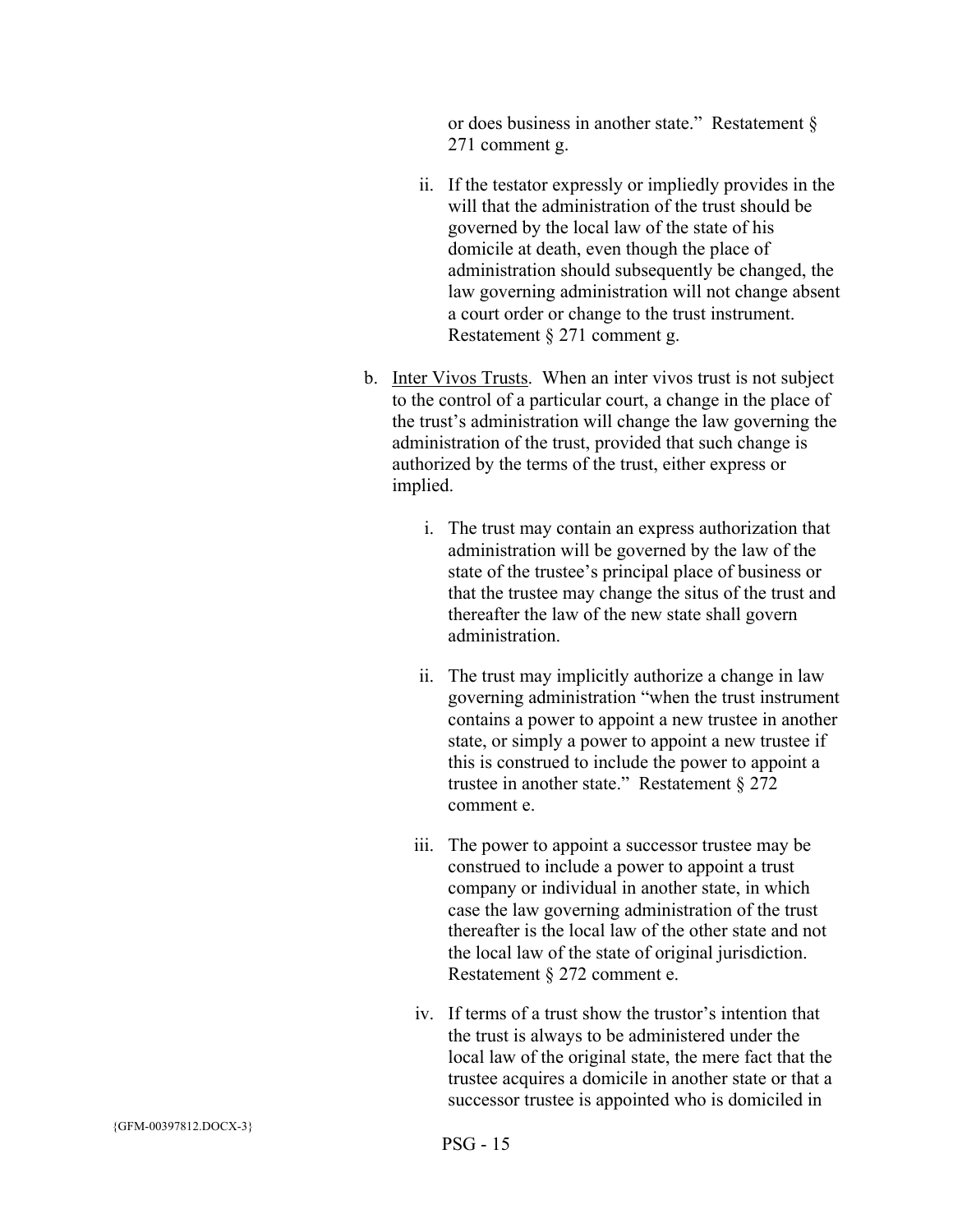or does business in another state." Restatement § 271 comment g.

   ii. If the testator expressly or impliedly provides in the will that the administration of the trust should be governed by the local law of the state of his domicile at death, even though the place of administration should subsequently be changed, the law governing administration will not change absent a court order or change to the trust instrument. Restatement § 271 comment g.

b. <u>Inter Vivos Trusts</u>. When an inter vivos trust is not subject to the control of a particular court, a change in the place of the trust's administration will change the law governing the administration of the trust, provided that such change is authorized by the terms of the trust, either express or implied.

   i. The trust may contain an express authorization that administration will be governed by the law of the state of the trustee's principal place of business or that the trustee may change the situs of the trust and thereafter the law of the new state shall govern administration.

   ii. The trust may implicitly authorize a change in law governing administration "when the trust instrument contains a power to appoint a new trustee in another state, or simply a power to appoint a new trustee if this is construed to include the power to appoint a trustee in another state." Restatement § 272 comment e.

   iii. The power to appoint a successor trustee may be construed to include a power to appoint a trust company or individual in another state, in which case the law governing administration of the trust thereafter is the local law of the other state and not the local law of the state of original jurisdiction. Restatement § 272 comment e.

   iv. If terms of a trust show the trustor's intention that the trust is always to be administered under the local law of the original state, the mere fact that the trustee acquires a domicile in another state or that a successor trustee is appointed who is domiciled in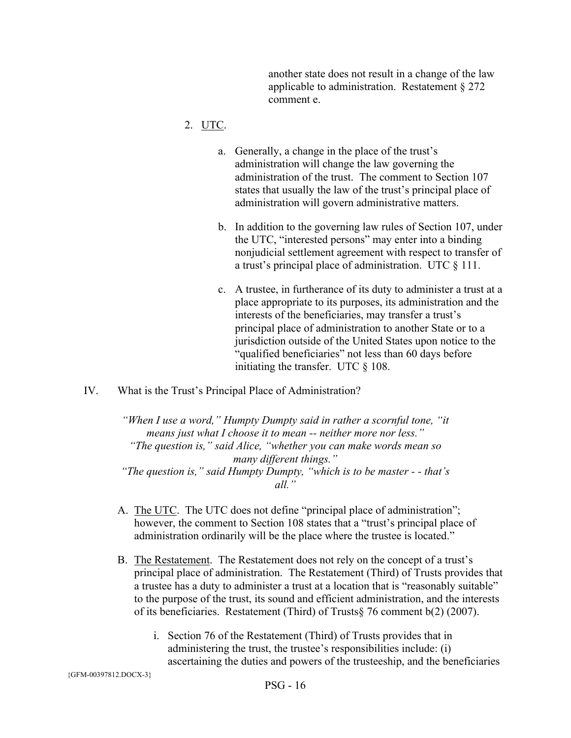another state does not result in a change of the law applicable to administration. Restatement § 272 comment e.

2. UTC.

    a. Generally, a change in the place of the trust's administration will change the law governing the administration of the trust. The comment to Section 107 states that usually the law of the trust's principal place of administration will govern administrative matters.

    b. In addition to the governing law rules of Section 107, under the UTC, "interested persons" may enter into a binding nonjudicial settlement agreement with respect to transfer of a trust's principal place of administration. UTC § 111.

    c. A trustee, in furtherance of its duty to administer a trust at a place appropriate to its purposes, its administration and the interests of the beneficiaries, may transfer a trust's principal place of administration to another State or to a jurisdiction outside of the United States upon notice to the "qualified beneficiaries" not less than 60 days before initiating the transfer. UTC § 108.

IV. What is the Trust's Principal Place of Administration?

> *"When I use a word," Humpty Dumpty said in rather a scornful tone, "it means just what I choose it to mean -- neither more nor less."*
> *"The question is," said Alice, "whether you can make words mean so many different things."*
> *"The question is," said Humpty Dumpty, "which is to be master - - that's all."*

A. The UTC. The UTC does not define "principal place of administration"; however, the comment to Section 108 states that a "trust's principal place of administration ordinarily will be the place where the trustee is located."

B. The Restatement. The Restatement does not rely on the concept of a trust's principal place of administration. The Restatement (Third) of Trusts provides that a trustee has a duty to administer a trust at a location that is "reasonably suitable" to the purpose of the trust, its sound and efficient administration, and the interests of its beneficiaries. Restatement (Third) of Trusts§ 76 comment b(2) (2007).

    i. Section 76 of the Restatement (Third) of Trusts provides that in administering the trust, the trustee's responsibilities include: (i) ascertaining the duties and powers of the trusteeship, and the beneficiaries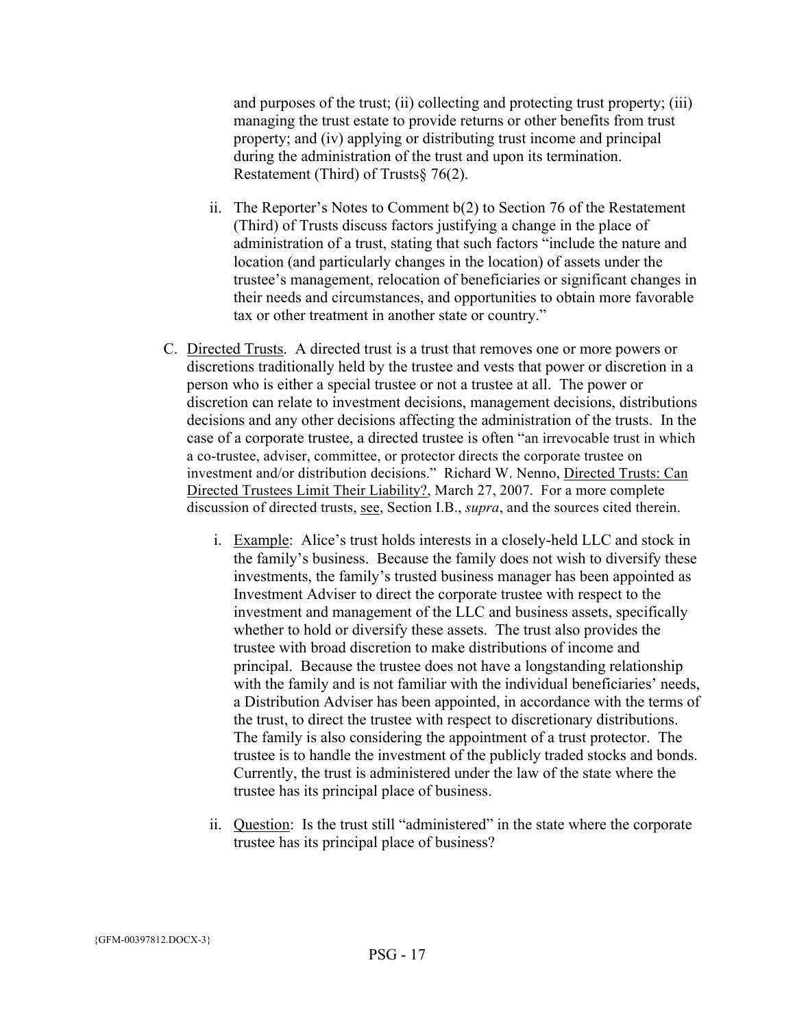and purposes of the trust; (ii) collecting and protecting trust property; (iii) managing the trust estate to provide returns or other benefits from trust property; and (iv) applying or distributing trust income and principal during the administration of the trust and upon its termination. Restatement (Third) of Trusts§ 76(2).

   ii. The Reporter's Notes to Comment b(2) to Section 76 of the Restatement (Third) of Trusts discuss factors justifying a change in the place of administration of a trust, stating that such factors "include the nature and location (and particularly changes in the location) of assets under the trustee's management, relocation of beneficiaries or significant changes in their needs and circumstances, and opportunities to obtain more favorable tax or other treatment in another state or country."

C. Directed Trusts. A directed trust is a trust that removes one or more powers or discretions traditionally held by the trustee and vests that power or discretion in a person who is either a special trustee or not a trustee at all. The power or discretion can relate to investment decisions, management decisions, distributions decisions and any other decisions affecting the administration of the trusts. In the case of a corporate trustee, a directed trustee is often "an irrevocable trust in which a co-trustee, adviser, committee, or protector directs the corporate trustee on investment and/or distribution decisions." Richard W. Nenno, Directed Trusts: Can Directed Trustees Limit Their Liability?, March 27, 2007. For a more complete discussion of directed trusts, see, Section I.B., *supra*, and the sources cited therein.

   i. Example: Alice's trust holds interests in a closely-held LLC and stock in the family's business. Because the family does not wish to diversify these investments, the family's trusted business manager has been appointed as Investment Adviser to direct the corporate trustee with respect to the investment and management of the LLC and business assets, specifically whether to hold or diversify these assets. The trust also provides the trustee with broad discretion to make distributions of income and principal. Because the trustee does not have a longstanding relationship with the family and is not familiar with the individual beneficiaries' needs, a Distribution Adviser has been appointed, in accordance with the terms of the trust, to direct the trustee with respect to discretionary distributions. The family is also considering the appointment of a trust protector. The trustee is to handle the investment of the publicly traded stocks and bonds. Currently, the trust is administered under the law of the state where the trustee has its principal place of business.

   ii. Question: Is the trust still "administered" in the state where the corporate trustee has its principal place of business?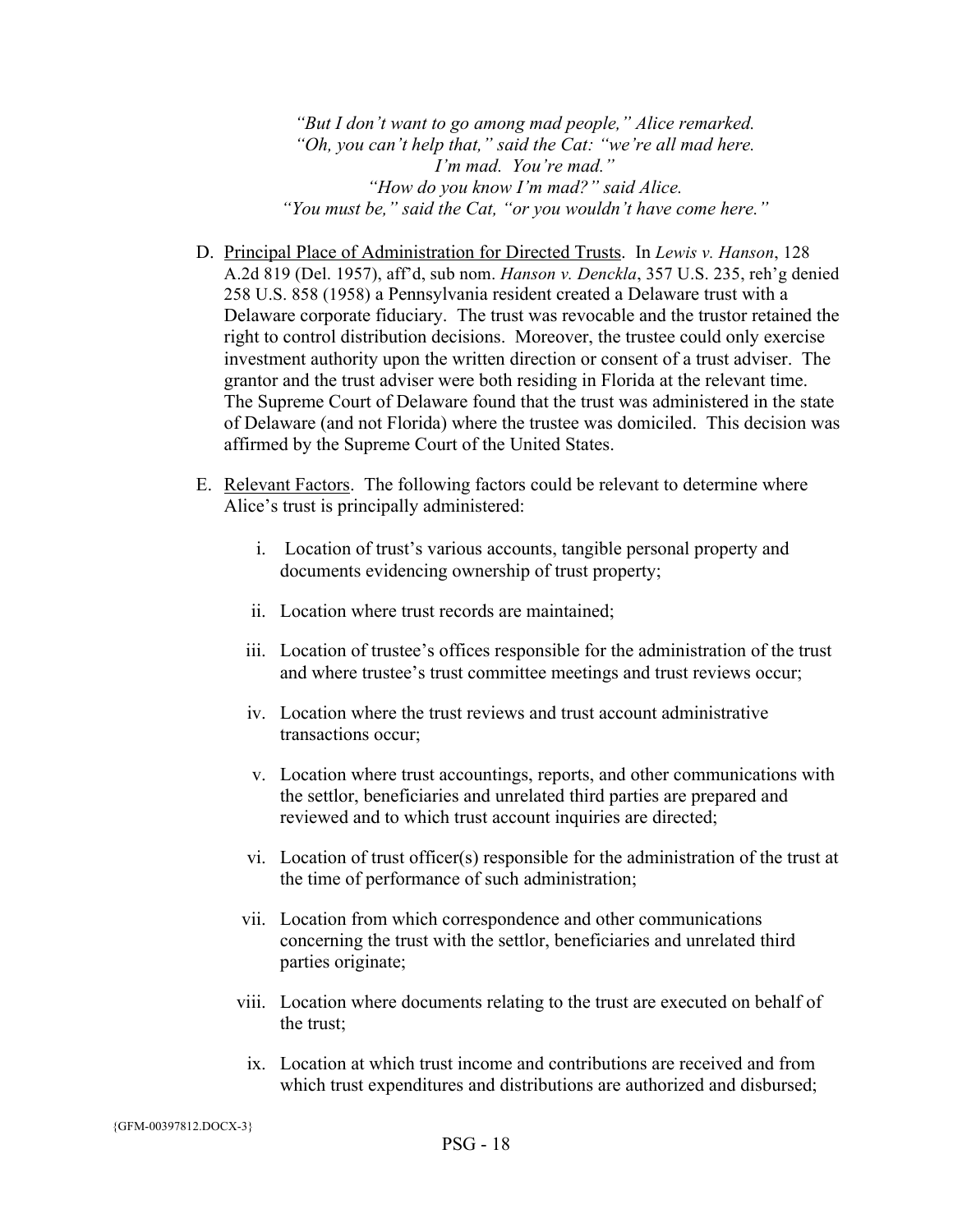*"But I don't want to go among mad people," Alice remarked.*
*"Oh, you can't help that," said the Cat: "we're all mad here.*
*I'm mad. You're mad."*
*"How do you know I'm mad?" said Alice.*
*"You must be," said the Cat, "or you wouldn't have come here."*

D. <u>Principal Place of Administration for Directed Trusts</u>. In *Lewis v. Hanson*, 128 A.2d 819 (Del. 1957), aff'd, sub nom. *Hanson v. Denckla*, 357 U.S. 235, reh'g denied 258 U.S. 858 (1958) a Pennsylvania resident created a Delaware trust with a Delaware corporate fiduciary. The trust was revocable and the trustor retained the right to control distribution decisions. Moreover, the trustee could only exercise investment authority upon the written direction or consent of a trust adviser. The grantor and the trust adviser were both residing in Florida at the relevant time. The Supreme Court of Delaware found that the trust was administered in the state of Delaware (and not Florida) where the trustee was domiciled. This decision was affirmed by the Supreme Court of the United States.

E. <u>Relevant Factors</u>. The following factors could be relevant to determine where Alice's trust is principally administered:

   i. Location of trust's various accounts, tangible personal property and documents evidencing ownership of trust property;

   ii. Location where trust records are maintained;

   iii. Location of trustee's offices responsible for the administration of the trust and where trustee's trust committee meetings and trust reviews occur;

   iv. Location where the trust reviews and trust account administrative transactions occur;

   v. Location where trust accountings, reports, and other communications with the settlor, beneficiaries and unrelated third parties are prepared and reviewed and to which trust account inquiries are directed;

   vi. Location of trust officer(s) responsible for the administration of the trust at the time of performance of such administration;

   vii. Location from which correspondence and other communications concerning the trust with the settlor, beneficiaries and unrelated third parties originate;

   viii. Location where documents relating to the trust are executed on behalf of the trust;

   ix. Location at which trust income and contributions are received and from which trust expenditures and distributions are authorized and disbursed;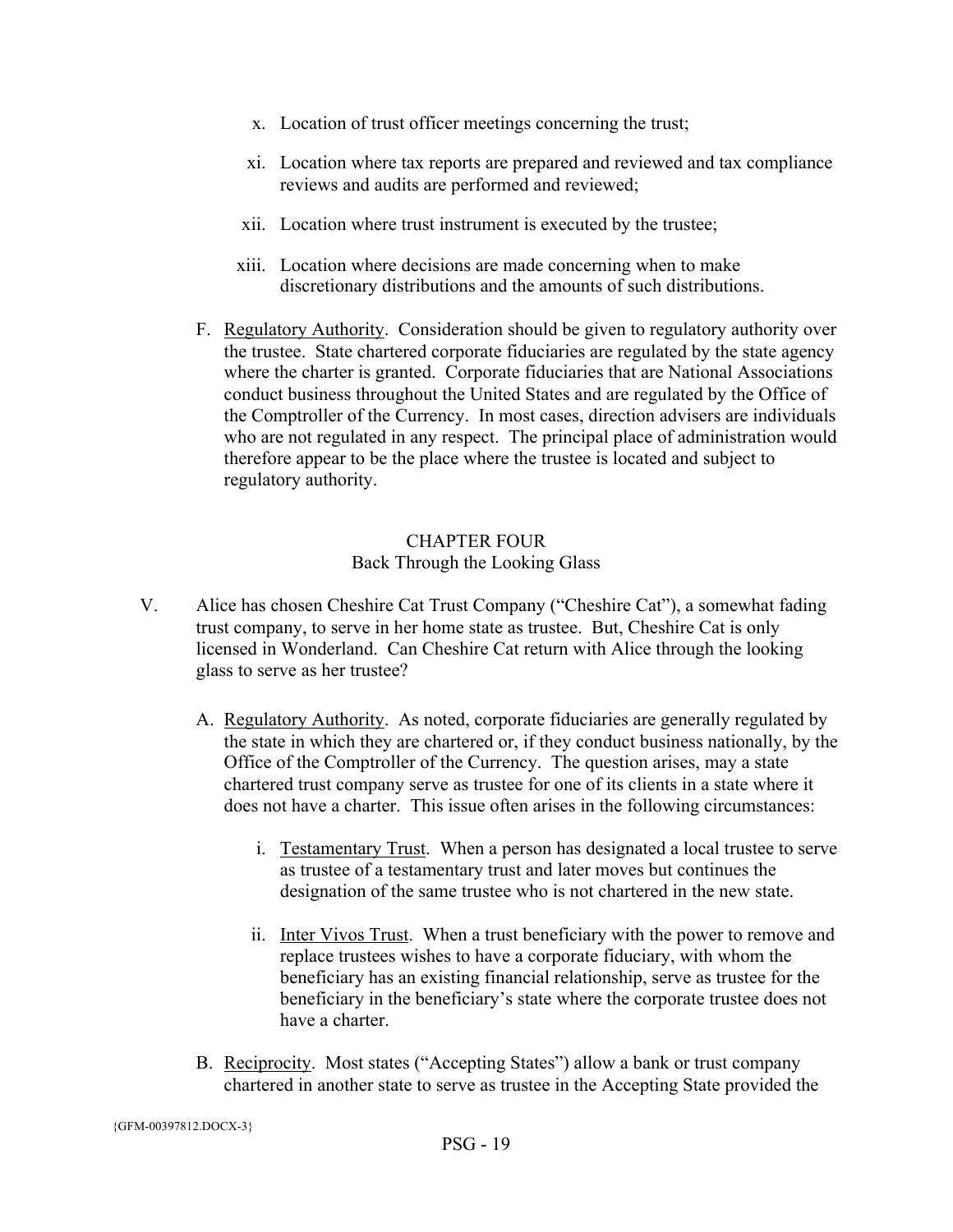x. Location of trust officer meetings concerning the trust;

xi. Location where tax reports are prepared and reviewed and tax compliance reviews and audits are performed and reviewed;

xii. Location where trust instrument is executed by the trustee;

xiii. Location where decisions are made concerning when to make discretionary distributions and the amounts of such distributions.

F. Regulatory Authority. Consideration should be given to regulatory authority over the trustee. State chartered corporate fiduciaries are regulated by the state agency where the charter is granted. Corporate fiduciaries that are National Associations conduct business throughout the United States and are regulated by the Office of the Comptroller of the Currency. In most cases, direction advisers are individuals who are not regulated in any respect. The principal place of administration would therefore appear to be the place where the trustee is located and subject to regulatory authority.

## CHAPTER FOUR
## Back Through the Looking Glass

V. Alice has chosen Cheshire Cat Trust Company ("Cheshire Cat"), a somewhat fading trust company, to serve in her home state as trustee. But, Cheshire Cat is only licensed in Wonderland. Can Cheshire Cat return with Alice through the looking glass to serve as her trustee?

A. Regulatory Authority. As noted, corporate fiduciaries are generally regulated by the state in which they are chartered or, if they conduct business nationally, by the Office of the Comptroller of the Currency. The question arises, may a state chartered trust company serve as trustee for one of its clients in a state where it does not have a charter. This issue often arises in the following circumstances:

i. Testamentary Trust. When a person has designated a local trustee to serve as trustee of a testamentary trust and later moves but continues the designation of the same trustee who is not chartered in the new state.

ii. Inter Vivos Trust. When a trust beneficiary with the power to remove and replace trustees wishes to have a corporate fiduciary, with whom the beneficiary has an existing financial relationship, serve as trustee for the beneficiary in the beneficiary's state where the corporate trustee does not have a charter.

B. Reciprocity. Most states ("Accepting States") allow a bank or trust company chartered in another state to serve as trustee in the Accepting State provided the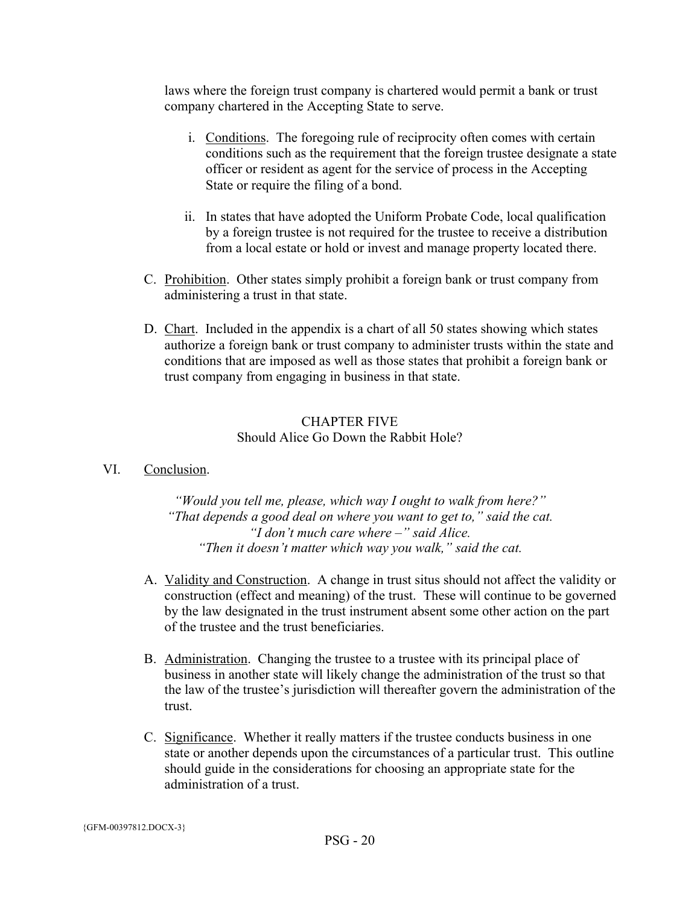laws where the foreign trust company is chartered would permit a bank or trust company chartered in the Accepting State to serve.

i. Conditions. The foregoing rule of reciprocity often comes with certain conditions such as the requirement that the foreign trustee designate a state officer or resident as agent for the service of process in the Accepting State or require the filing of a bond.

ii. In states that have adopted the Uniform Probate Code, local qualification by a foreign trustee is not required for the trustee to receive a distribution from a local estate or hold or invest and manage property located there.

C. Prohibition. Other states simply prohibit a foreign bank or trust company from administering a trust in that state.

D. Chart. Included in the appendix is a chart of all 50 states showing which states authorize a foreign bank or trust company to administer trusts within the state and conditions that are imposed as well as those states that prohibit a foreign bank or trust company from engaging in business in that state.

## CHAPTER FIVE
## Should Alice Go Down the Rabbit Hole?

VI. Conclusion.

*"Would you tell me, please, which way I ought to walk from here?"*
*"That depends a good deal on where you want to get to," said the cat.*
*"I don't much care where –" said Alice.*
*"Then it doesn't matter which way you walk," said the cat.*

A. Validity and Construction. A change in trust situs should not affect the validity or construction (effect and meaning) of the trust. These will continue to be governed by the law designated in the trust instrument absent some other action on the part of the trustee and the trust beneficiaries.

B. Administration. Changing the trustee to a trustee with its principal place of business in another state will likely change the administration of the trust so that the law of the trustee's jurisdiction will thereafter govern the administration of the trust.

C. Significance. Whether it really matters if the trustee conducts business in one state or another depends upon the circumstances of a particular trust. This outline should guide in the considerations for choosing an appropriate state for the administration of a trust.